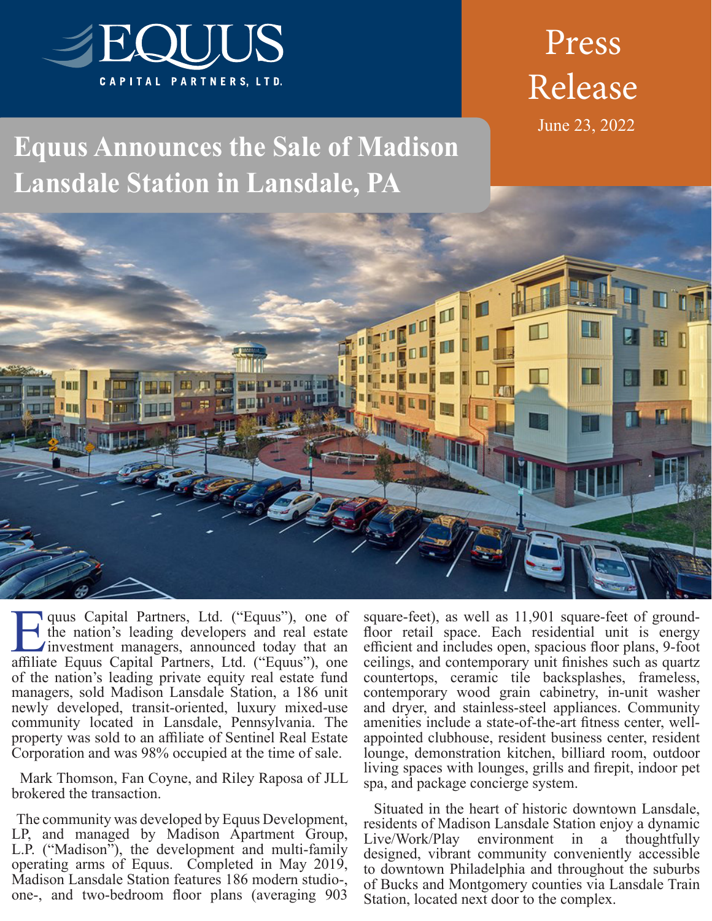EQUUS
CAPITAL PARTNERS, LTD.

Press Release

June 23, 2022

# Equus Announces the Sale of Madison Lansdale Station in Lansdale, PA

Equus Capital Partners, Ltd. ("Equus"), one of the nation's leading developers and real estate investment managers, announced today that an affiliate Equus Capital Partners, Ltd. ("Equus"), one of the nation's leading private equity real estate fund managers, sold Madison Lansdale Station, a 186 unit newly developed, transit-oriented, luxury mixed-use community located in Lansdale, Pennsylvania. The property was sold to an affiliate of Sentinel Real Estate Corporation and was 98% occupied at the time of sale.

Mark Thomson, Fan Coyne, and Riley Raposa of JLL brokered the transaction.

The community was developed by Equus Development, LP, and managed by Madison Apartment Group, L.P. ("Madison"), the development and multi-family operating arms of Equus. Completed in May 2019, Madison Lansdale Station features 186 modern studio-, one-, and two-bedroom floor plans (averaging 903 square-feet), as well as 11,901 square-feet of ground-floor retail space. Each residential unit is energy efficient and includes open, spacious floor plans, 9-foot ceilings, and contemporary unit finishes such as quartz countertops, ceramic tile backsplashes, frameless, contemporary wood grain cabinetry, in-unit washer and dryer, and stainless-steel appliances. Community amenities include a state-of-the-art fitness center, well-appointed clubhouse, resident business center, resident lounge, demonstration kitchen, billiard room, outdoor living spaces with lounges, grills and firepit, indoor pet spa, and package concierge system.

Situated in the heart of historic downtown Lansdale, residents of Madison Lansdale Station enjoy a dynamic Live/Work/Play environment in a thoughtfully designed, vibrant community conveniently accessible to downtown Philadelphia and throughout the suburbs of Bucks and Montgomery counties via Lansdale Train Station, located next door to the complex.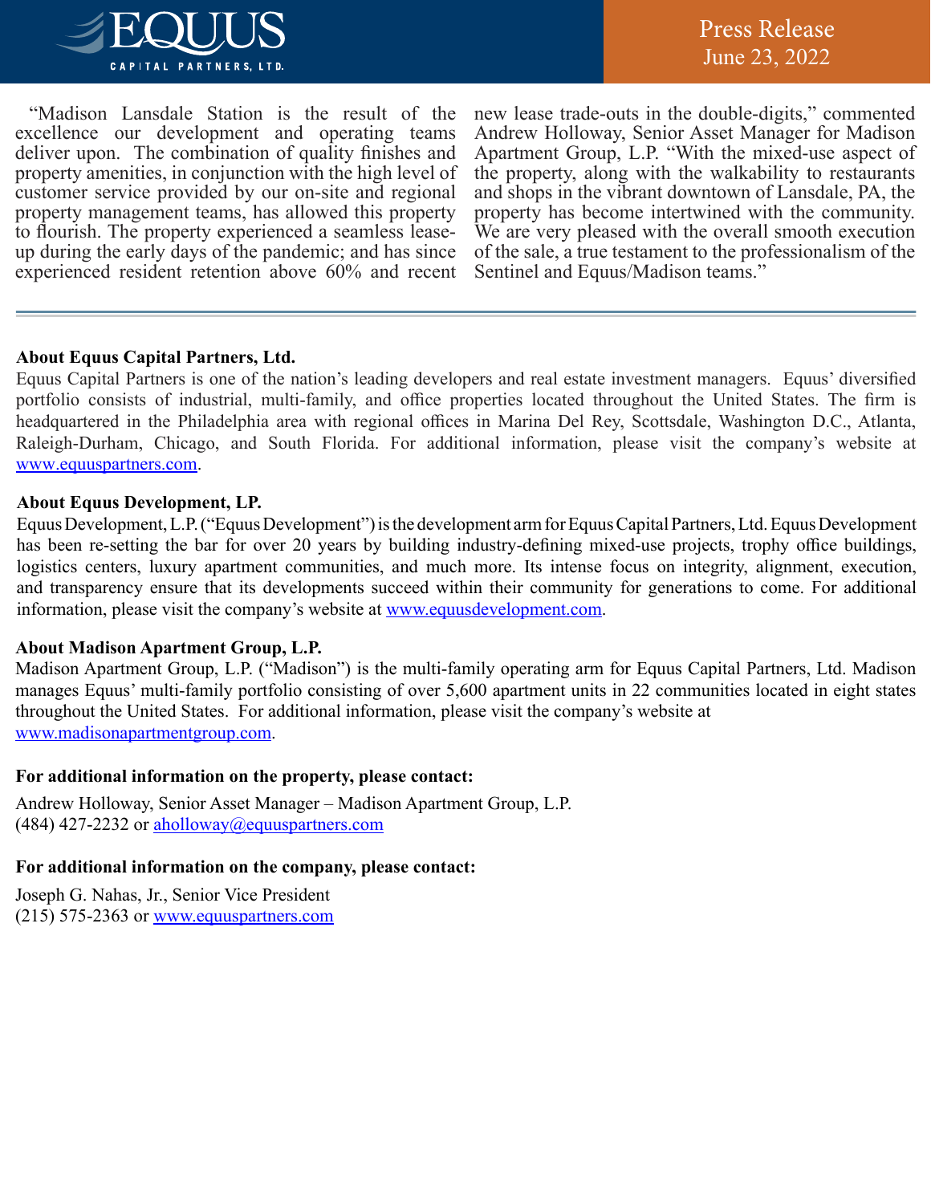"Madison Lansdale Station is the result of the excellence our development and operating teams deliver upon. The combination of quality finishes and property amenities, in conjunction with the high level of customer service provided by our on-site and regional property management teams, has allowed this property to flourish. The property experienced a seamless lease-up during the early days of the pandemic; and has since experienced resident retention above 60% and recent new lease trade-outs in the double-digits," commented Andrew Holloway, Senior Asset Manager for Madison Apartment Group, L.P. "With the mixed-use aspect of the property, along with the walkability to restaurants and shops in the vibrant downtown of Lansdale, PA, the property has become intertwined with the community. We are very pleased with the overall smooth execution of the sale, a true testament to the professionalism of the Sentinel and Equus/Madison teams."

**About Equus Capital Partners, Ltd.**
Equus Capital Partners is one of the nation's leading developers and real estate investment managers. Equus' diversified portfolio consists of industrial, multi-family, and office properties located throughout the United States. The firm is headquartered in the Philadelphia area with regional offices in Marina Del Rey, Scottsdale, Washington D.C., Atlanta, Raleigh-Durham, Chicago, and South Florida. For additional information, please visit the company's website at www.equuspartners.com.

**About Equus Development, LP.**
Equus Development, L.P. ("Equus Development") is the development arm for Equus Capital Partners, Ltd. Equus Development has been re-setting the bar for over 20 years by building industry-defining mixed-use projects, trophy office buildings, logistics centers, luxury apartment communities, and much more. Its intense focus on integrity, alignment, execution, and transparency ensure that its developments succeed within their community for generations to come. For additional information, please visit the company's website at www.equusdevelopment.com.

**About Madison Apartment Group, L.P.**
Madison Apartment Group, L.P. ("Madison") is the multi-family operating arm for Equus Capital Partners, Ltd. Madison manages Equus' multi-family portfolio consisting of over 5,600 apartment units in 22 communities located in eight states throughout the United States. For additional information, please visit the company's website at www.madisonapartmentgroup.com.

**For additional information on the property, please contact:**

Andrew Holloway, Senior Asset Manager – Madison Apartment Group, L.P.
(484) 427-2232 or aholloway@equuspartners.com

**For additional information on the company, please contact:**

Joseph G. Nahas, Jr., Senior Vice President
(215) 575-2363 or www.equuspartners.com